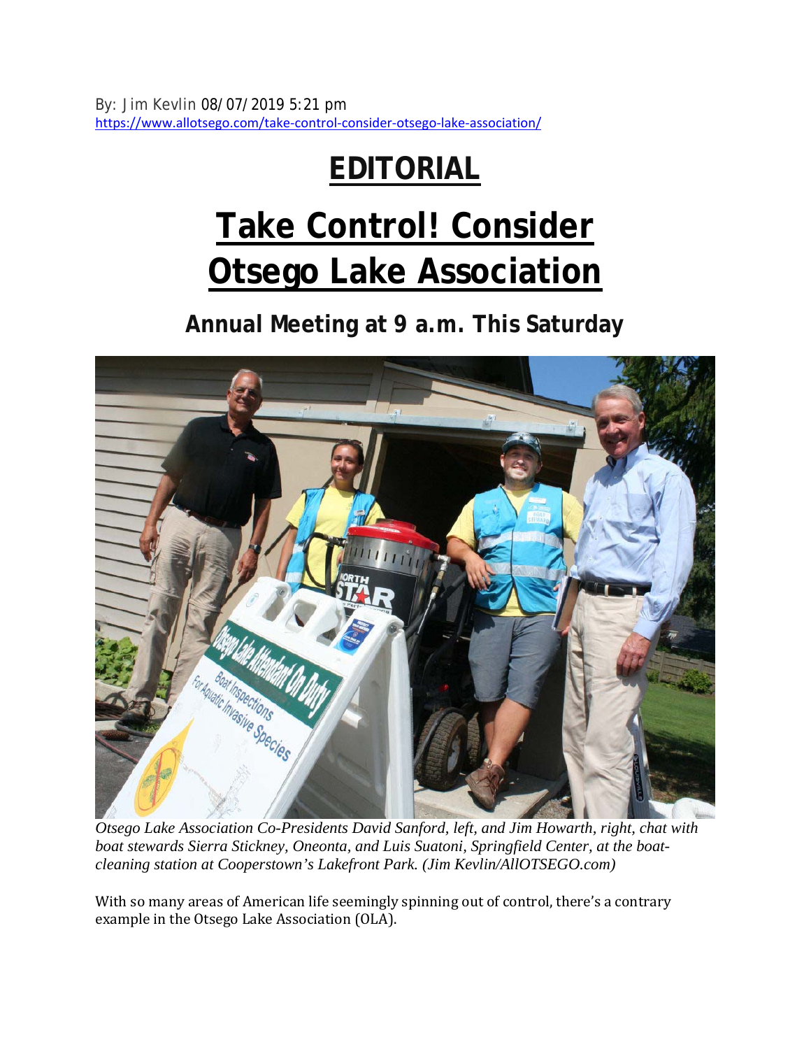By: Jim Kevlin 08/07/2019 5:21 pm
https://www.allotsego.com/take-control-consider-otsego-lake-association/

# EDITORIAL

# Take Control! Consider Otsego Lake Association

## Annual Meeting at 9 a.m. This Saturday

*Otsego Lake Association Co-Presidents David Sanford, left, and Jim Howarth, right, chat with boat stewards Sierra Stickney, Oneonta, and Luis Suatoni, Springfield Center, at the boat-cleaning station at Cooperstown's Lakefront Park. (Jim Kevlin/AllOTSEGO.com)*

With so many areas of American life seemingly spinning out of control, there's a contrary example in the Otsego Lake Association (OLA).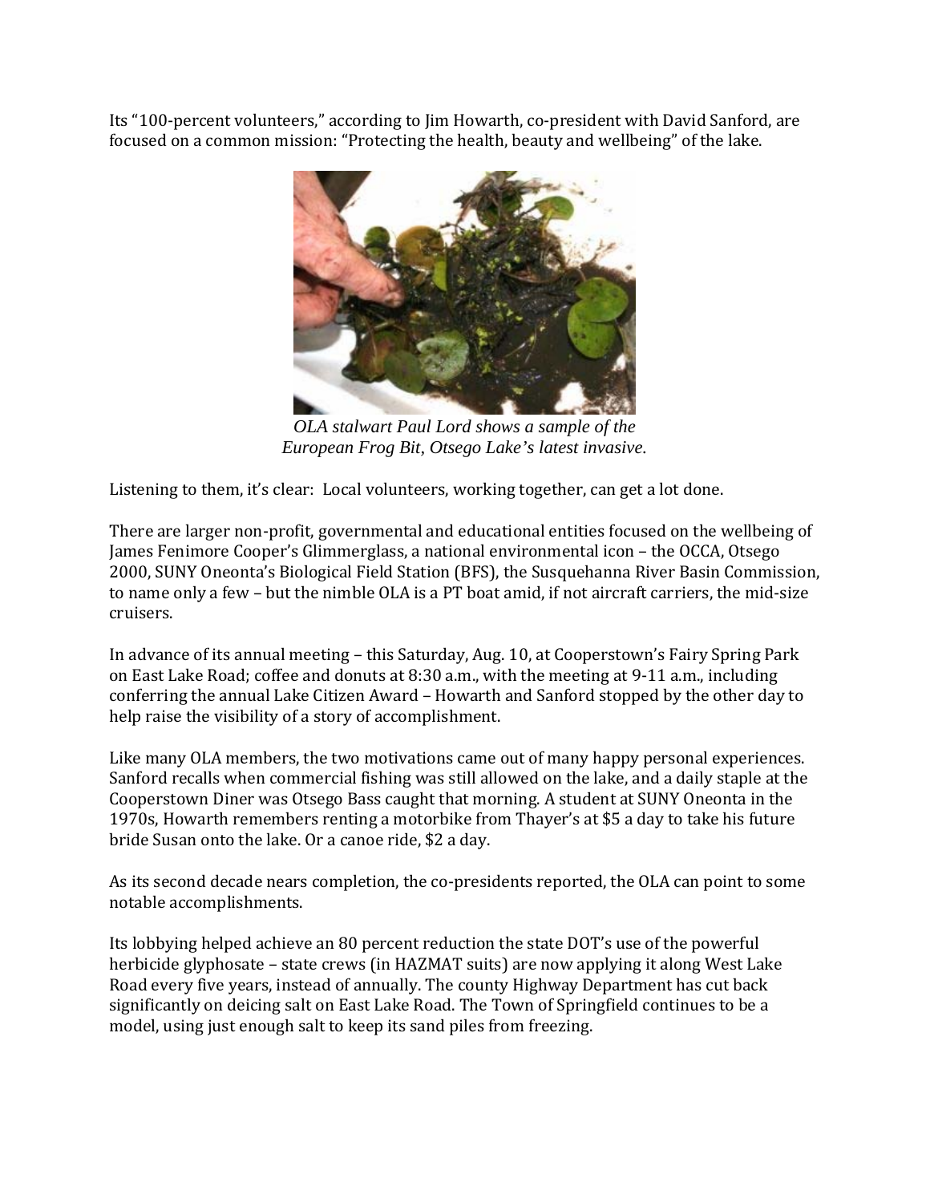Its “100-percent volunteers,” according to Jim Howarth, co-president with David Sanford, are focused on a common mission: “Protecting the health, beauty and wellbeing” of the lake.

*OLA stalwart Paul Lord shows a sample of the European Frog Bit, Otsego Lake’s latest invasive.*

Listening to them, it’s clear: Local volunteers, working together, can get a lot done.

There are larger non-profit, governmental and educational entities focused on the wellbeing of James Fenimore Cooper’s Glimmerglass, a national environmental icon – the OCCA, Otsego 2000, SUNY Oneonta’s Biological Field Station (BFS), the Susquehanna River Basin Commission, to name only a few – but the nimble OLA is a PT boat amid, if not aircraft carriers, the mid-size cruisers.

In advance of its annual meeting – this Saturday, Aug. 10, at Cooperstown’s Fairy Spring Park on East Lake Road; coffee and donuts at 8:30 a.m., with the meeting at 9-11 a.m., including conferring the annual Lake Citizen Award – Howarth and Sanford stopped by the other day to help raise the visibility of a story of accomplishment.

Like many OLA members, the two motivations came out of many happy personal experiences. Sanford recalls when commercial fishing was still allowed on the lake, and a daily staple at the Cooperstown Diner was Otsego Bass caught that morning. A student at SUNY Oneonta in the 1970s, Howarth remembers renting a motorbike from Thayer’s at $5 a day to take his future bride Susan onto the lake. Or a canoe ride, $2 a day.

As its second decade nears completion, the co-presidents reported, the OLA can point to some notable accomplishments.

Its lobbying helped achieve an 80 percent reduction the state DOT’s use of the powerful herbicide glyphosate – state crews (in HAZMAT suits) are now applying it along West Lake Road every five years, instead of annually. The county Highway Department has cut back significantly on deicing salt on East Lake Road. The Town of Springfield continues to be a model, using just enough salt to keep its sand piles from freezing.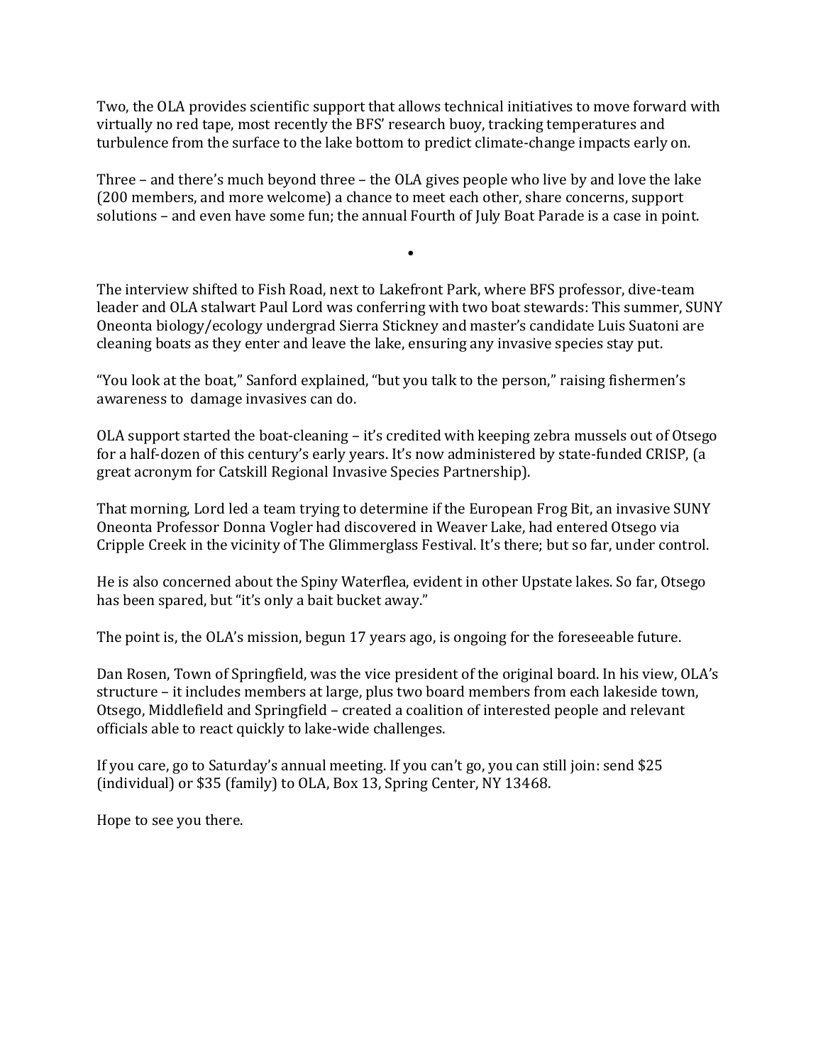Two, the OLA provides scientific support that allows technical initiatives to move forward with virtually no red tape, most recently the BFS' research buoy, tracking temperatures and turbulence from the surface to the lake bottom to predict climate-change impacts early on.

Three – and there's much beyond three – the OLA gives people who live by and love the lake (200 members, and more welcome) a chance to meet each other, share concerns, support solutions – and even have some fun; the annual Fourth of July Boat Parade is a case in point.

•

The interview shifted to Fish Road, next to Lakefront Park, where BFS professor, dive-team leader and OLA stalwart Paul Lord was conferring with two boat stewards: This summer, SUNY Oneonta biology/ecology undergrad Sierra Stickney and master's candidate Luis Suatoni are cleaning boats as they enter and leave the lake, ensuring any invasive species stay put.

"You look at the boat," Sanford explained, "but you talk to the person," raising fishermen's awareness to damage invasives can do.

OLA support started the boat-cleaning – it's credited with keeping zebra mussels out of Otsego for a half-dozen of this century's early years. It's now administered by state-funded CRISP, (a great acronym for Catskill Regional Invasive Species Partnership).

That morning, Lord led a team trying to determine if the European Frog Bit, an invasive SUNY Oneonta Professor Donna Vogler had discovered in Weaver Lake, had entered Otsego via Cripple Creek in the vicinity of The Glimmerglass Festival. It's there; but so far, under control.

He is also concerned about the Spiny Waterflea, evident in other Upstate lakes. So far, Otsego has been spared, but "it's only a bait bucket away."

The point is, the OLA's mission, begun 17 years ago, is ongoing for the foreseeable future.

Dan Rosen, Town of Springfield, was the vice president of the original board. In his view, OLA's structure – it includes members at large, plus two board members from each lakeside town, Otsego, Middlefield and Springfield – created a coalition of interested people and relevant officials able to react quickly to lake-wide challenges.

If you care, go to Saturday's annual meeting. If you can't go, you can still join: send $25 (individual) or $35 (family) to OLA, Box 13, Spring Center, NY 13468.

Hope to see you there.